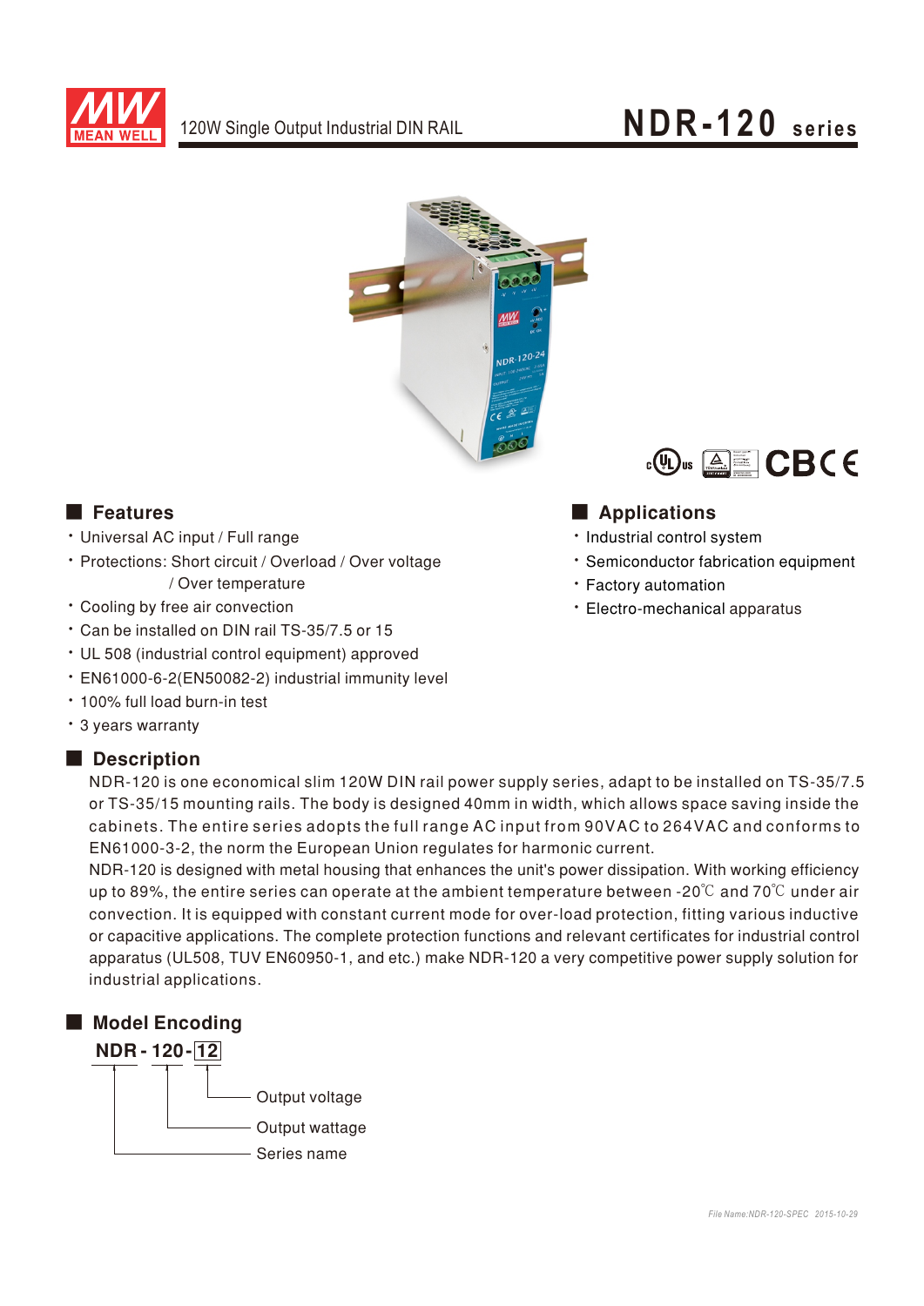# NDR-120 series

120W Single Output Industrial DIN RAIL

## Features

- Universal AC input / Full range
- Protections: Short circuit / Overload / Over voltage / Over temperature
- Cooling by free air convection
- Can be installed on DIN rail TS-35/7.5 or 15
- UL 508 (industrial control equipment) approved
- EN61000-6-2(EN50082-2) industrial immunity level
- 100% full load burn-in test
- 3 years warranty

## Applications

- Industrial control system
- Semiconductor fabrication equipment
- Factory automation
- Electro-mechanical apparatus

## Description

NDR-120 is one economical slim 120W DIN rail power supply series, adapt to be installed on TS-35/7.5 or TS-35/15 mounting rails. The body is designed 40mm in width, which allows space saving inside the cabinets. The entire series adopts the full range AC input from 90VAC to 264VAC and conforms to EN61000-3-2, the norm the European Union regulates for harmonic current.

NDR-120 is designed with metal housing that enhances the unit's power dissipation. With working efficiency up to 89%, the entire series can operate at the ambient temperature between -20℃ and 70℃ under air convection. It is equipped with constant current mode for over-load protection, fitting various inductive or capacitive applications. The complete protection functions and relevant certificates for industrial control apparatus (UL508, TUV EN60950-1, and etc.) make NDR-120 a very competitive power supply solution for industrial applications.

## Model Encoding

**NDR - 120 - 12**

- 12: Output voltage
- 120: Output wattage
- NDR: Series name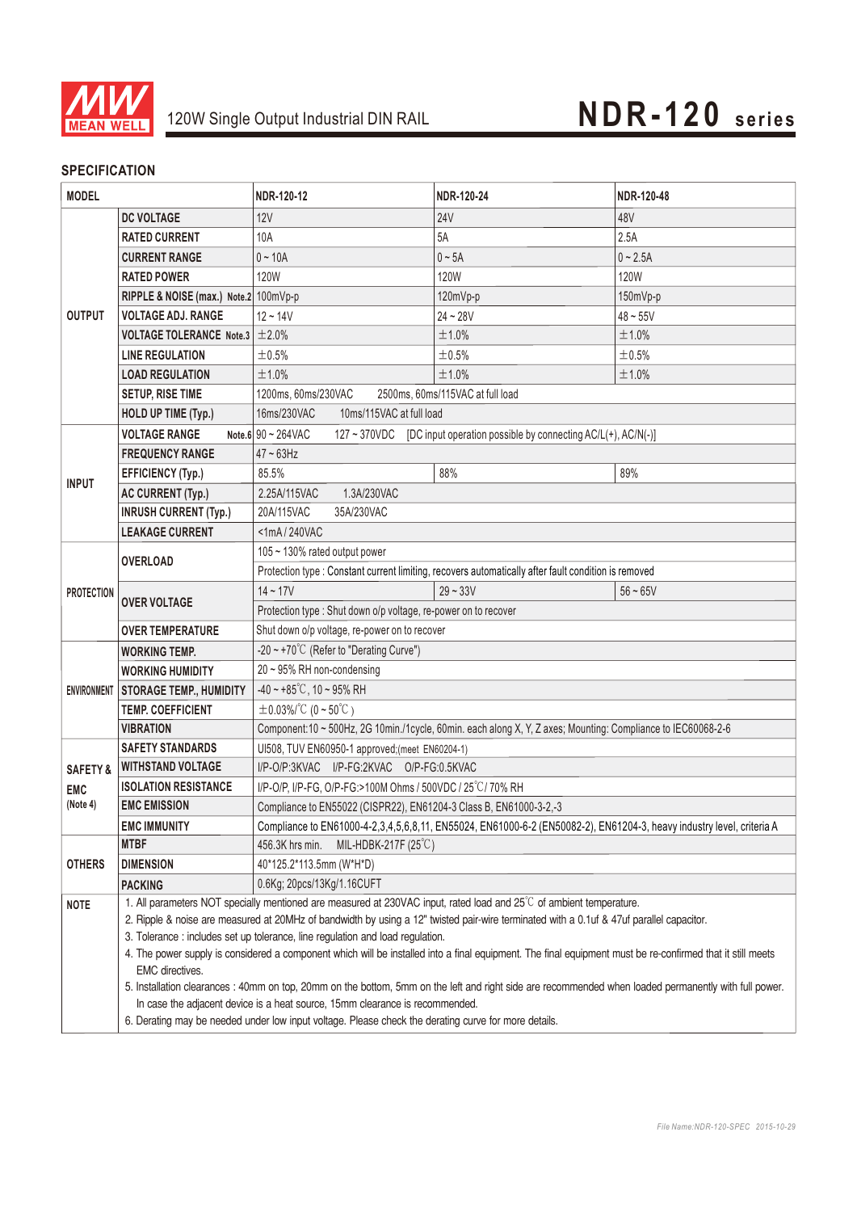120W Single Output Industrial DIN RAIL

# NDR-120 series

## SPECIFICATION

| MODEL | | NDR-120-12 | NDR-120-24 | NDR-120-48 |
|---|---|---|---|---|
| OUTPUT | DC VOLTAGE | 12V | 24V | 48V |
| | RATED CURRENT | 10A | 5A | 2.5A |
| | CURRENT RANGE | 0 ~ 10A | 0 ~ 5A | 0 ~ 2.5A |
| | RATED POWER | 120W | 120W | 120W |
| | RIPPLE & NOISE (max.) Note.2 | 100mVp-p | 120mVp-p | 150mVp-p |
| | VOLTAGE ADJ. RANGE | 12 ~ 14V | 24 ~ 28V | 48 ~ 55V |
| | VOLTAGE TOLERANCE Note.3 | ±2.0% | ±1.0% | ±1.0% |
| | LINE REGULATION | ±0.5% | ±0.5% | ±0.5% |
| | LOAD REGULATION | ±1.0% | ±1.0% | ±1.0% |
| | SETUP, RISE TIME | 1200ms, 60ms/230VAC 2500ms, 60ms/115VAC at full load | | |
| | HOLD UP TIME (Typ.) | 16ms/230VAC 10ms/115VAC at full load | | |
| INPUT | VOLTAGE RANGE Note.6 | 90 ~ 264VAC 127 ~ 370VDC [DC input operation possible by connecting AC/L(+), AC/N(-)] | | |
| | FREQUENCY RANGE | 47 ~ 63Hz | | |
| | EFFICIENCY (Typ.) | 85.5% | 88% | 89% |
| | AC CURRENT (Typ.) | 2.25A/115VAC 1.3A/230VAC | | |
| | INRUSH CURRENT (Typ.) | 20A/115VAC 35A/230VAC | | |
| | LEAKAGE CURRENT | <1mA / 240VAC | | |
| PROTECTION | OVERLOAD | 105 ~ 130% rated output power | | |
| | | Protection type : Constant current limiting, recovers automatically after fault condition is removed | | |
| | OVER VOLTAGE | 14 ~ 17V | 29 ~ 33V | 56 ~ 65V |
| | | Protection type : Shut down o/p voltage, re-power on to recover | | |
| | OVER TEMPERATURE | Shut down o/p voltage, re-power on to recover | | |
| ENVIRONMENT | WORKING TEMP. | -20 ~ +70℃ (Refer to "Derating Curve") | | |
| | WORKING HUMIDITY | 20 ~ 95% RH non-condensing | | |
| | STORAGE TEMP., HUMIDITY | -40 ~ +85℃, 10 ~ 95% RH | | |
| | TEMP. COEFFICIENT | ±0.03%/℃ (0 ~ 50℃) | | |
| | VIBRATION | Component:10 ~ 500Hz, 2G 10min./1cycle, 60min. each along X, Y, Z axes; Mounting: Compliance to IEC60068-2-6 | | |
| SAFETY & EMC (Note 4) | SAFETY STANDARDS | Ul508, TUV EN60950-1 approved;(meet EN60204-1) | | |
| | WITHSTAND VOLTAGE | I/P-O/P:3KVAC I/P-FG:2KVAC O/P-FG:0.5KVAC | | |
| | ISOLATION RESISTANCE | I/P-O/P, I/P-FG, O/P-FG:>100M Ohms / 500VDC / 25℃/ 70% RH | | |
| | EMC EMISSION | Compliance to EN55022 (CISPR22), EN61204-3 Class B, EN61000-3-2,-3 | | |
| | EMC IMMUNITY | Compliance to EN61000-4-2,3,4,5,6,8,11, EN55024, EN61000-6-2 (EN50082-2), EN61204-3, heavy industry level, criteria A | | |
| OTHERS | MTBF | 456.3K hrs min. MIL-HDBK-217F (25℃) | | |
| | DIMENSION | 40*125.2*113.5mm (W*H*D) | | |
| | PACKING | 0.6Kg; 20pcs/13Kg/1.16CUFT | | |

**NOTE**

1. All parameters NOT specially mentioned are measured at 230VAC input, rated load and 25℃ of ambient temperature.
2. Ripple & noise are measured at 20MHz of bandwidth by using a 12" twisted pair-wire terminated with a 0.1uf & 47uf parallel capacitor.
3. Tolerance : includes set up tolerance, line regulation and load regulation.
4. The power supply is considered a component which will be installed into a final equipment. The final equipment must be re-confirmed that it still meets EMC directives.
5. Installation clearances : 40mm on top, 20mm on the bottom, 5mm on the left and right side are recommended when loaded permanently with full power. In case the adjacent device is a heat source, 15mm clearance is recommended.
6. Derating may be needed under low input voltage. Please check the derating curve for more details.

File Name:NDR-120-SPEC 2015-10-29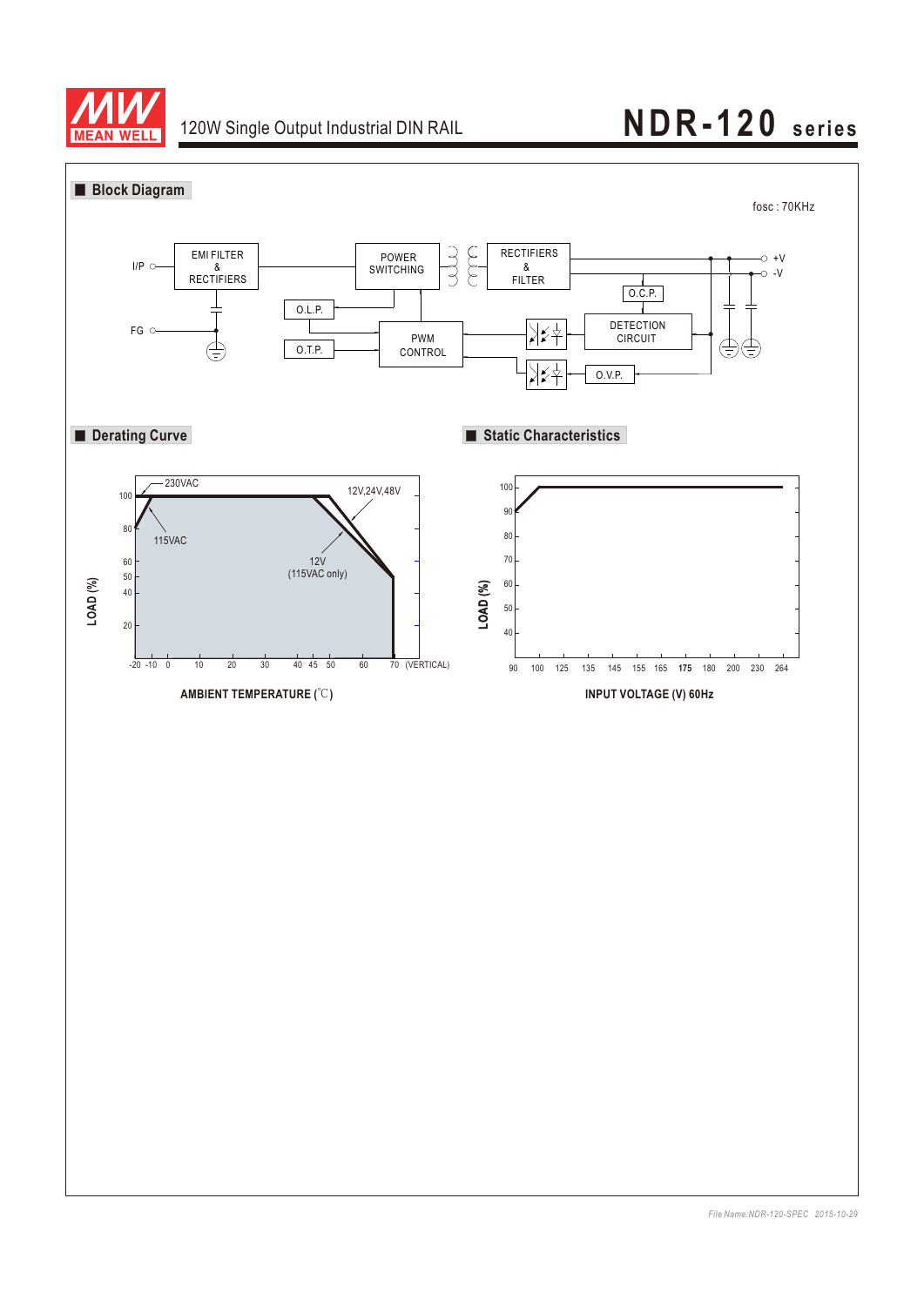## Block Diagram

fosc : 70KHz

I/P — EMI FILTER & RECTIFIERS — POWER SWITCHING — RECTIFIERS & FILTER — +V / -V

FG

O.L.P.

O.T.P.

PWM CONTROL

O.C.P.

DETECTION CIRCUIT

O.V.P.

## Derating Curve

LOAD (%)

100, 80, 60, 50, 40, 20

230VAC

115VAC

12V,24V,48V

12V (115VAC only)

-20 -10 0 10 20 30 40 45 50 60 70 (VERTICAL)

AMBIENT TEMPERATURE (℃)

## Static Characteristics

LOAD (%)

100, 90, 80, 70, 60, 50, 40

90 100 125 135 145 155 165 175 180 200 230 264

INPUT VOLTAGE (V) 60Hz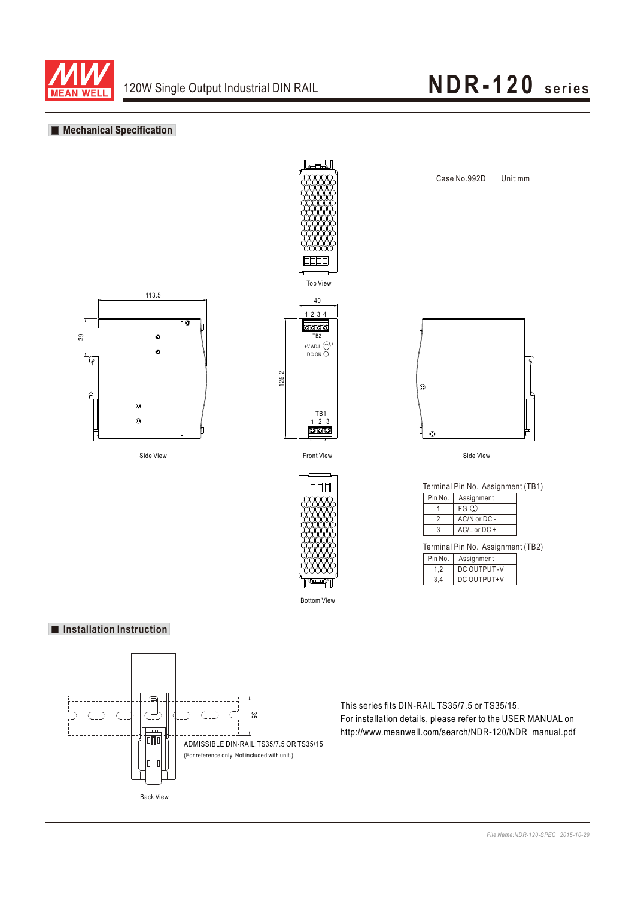## Mechanical Specification

Case No.992D    Unit:mm

Top View

113.5

39

Side View

40

1 2 3 4

TB2

+V ADJ.

DC OK

125.2

TB1

1 2 3

Front View

Side View

Bottom View

Terminal Pin No. Assignment (TB1)

| Pin No. | Assignment |
|---|---|
| 1 | FG ⏚ |
| 2 | AC/N or DC - |
| 3 | AC/L or DC + |

Terminal Pin No. Assignment (TB2)

| Pin No. | Assignment |
|---|---|
| 1,2 | DC OUTPUT -V |
| 3,4 | DC OUTPUT+V |

## Installation Instruction

35

ADMISSIBLE DIN-RAIL:TS35/7.5 OR TS35/15

(For reference only. Not included with unit.)

Back View

This series fits DIN-RAIL TS35/7.5 or TS35/15.
For installation details, please refer to the USER MANUAL on
http://www.meanwell.com/search/NDR-120/NDR_manual.pdf